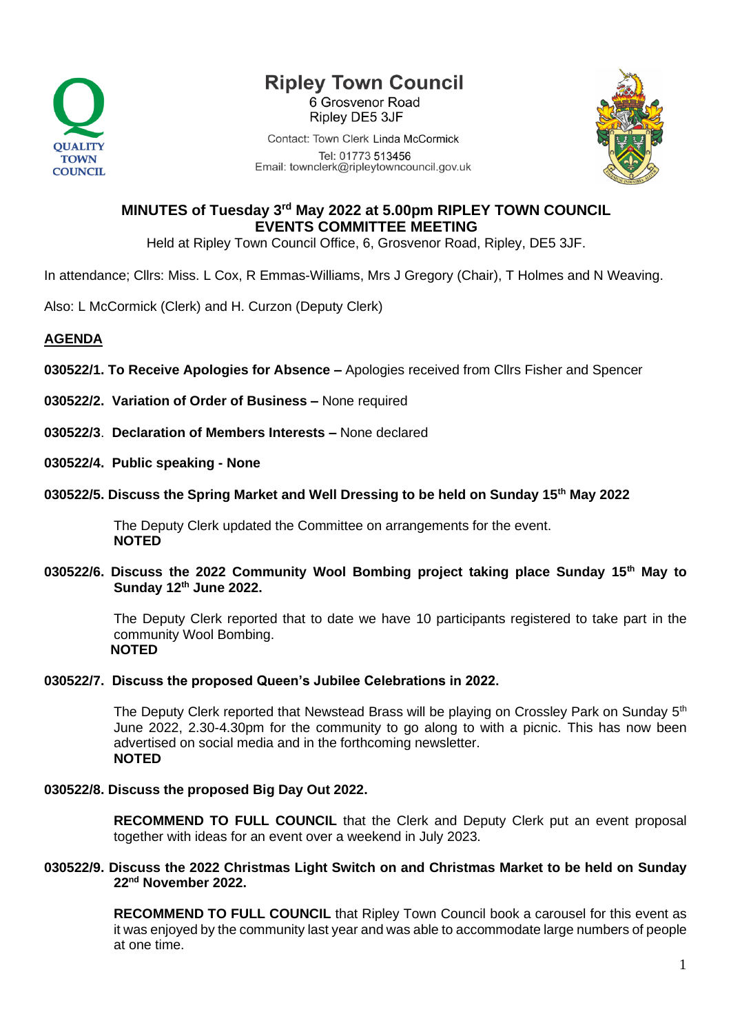# Ripley Town Council

6 Grosvenor Road
Ripley DE5 3JF

Contact: Town Clerk Linda McCormick
Tel: 01773 513456
Email: townclerk@ripleytowncouncil.gov.uk

## MINUTES of Tuesday 3rd May 2022 at 5.00pm RIPLEY TOWN COUNCIL EVENTS COMMITTEE MEETING

Held at Ripley Town Council Office, 6, Grosvenor Road, Ripley, DE5 3JF.

In attendance; Cllrs: Miss. L Cox, R Emmas-Williams, Mrs J Gregory (Chair), T Holmes and N Weaving.

Also: L McCormick (Clerk) and H. Curzon (Deputy Clerk)

### AGENDA

**030522/1. To Receive Apologies for Absence –** Apologies received from Cllrs Fisher and Spencer

**030522/2. Variation of Order of Business –** None required

**030522/3. Declaration of Members Interests –** None declared

**030522/4. Public speaking - None**

**030522/5. Discuss the Spring Market and Well Dressing to be held on Sunday 15th May 2022**

The Deputy Clerk updated the Committee on arrangements for the event.
**NOTED**

**030522/6. Discuss the 2022 Community Wool Bombing project taking place Sunday 15th May to Sunday 12th June 2022.**

The Deputy Clerk reported that to date we have 10 participants registered to take part in the community Wool Bombing.
**NOTED**

**030522/7. Discuss the proposed Queen's Jubilee Celebrations in 2022.**

The Deputy Clerk reported that Newstead Brass will be playing on Crossley Park on Sunday 5th June 2022, 2.30-4.30pm for the community to go along to with a picnic. This has now been advertised on social media and in the forthcoming newsletter.
**NOTED**

**030522/8. Discuss the proposed Big Day Out 2022.**

**RECOMMEND TO FULL COUNCIL** that the Clerk and Deputy Clerk put an event proposal together with ideas for an event over a weekend in July 2023.

**030522/9. Discuss the 2022 Christmas Light Switch on and Christmas Market to be held on Sunday 22nd November 2022.**

**RECOMMEND TO FULL COUNCIL** that Ripley Town Council book a carousel for this event as it was enjoyed by the community last year and was able to accommodate large numbers of people at one time.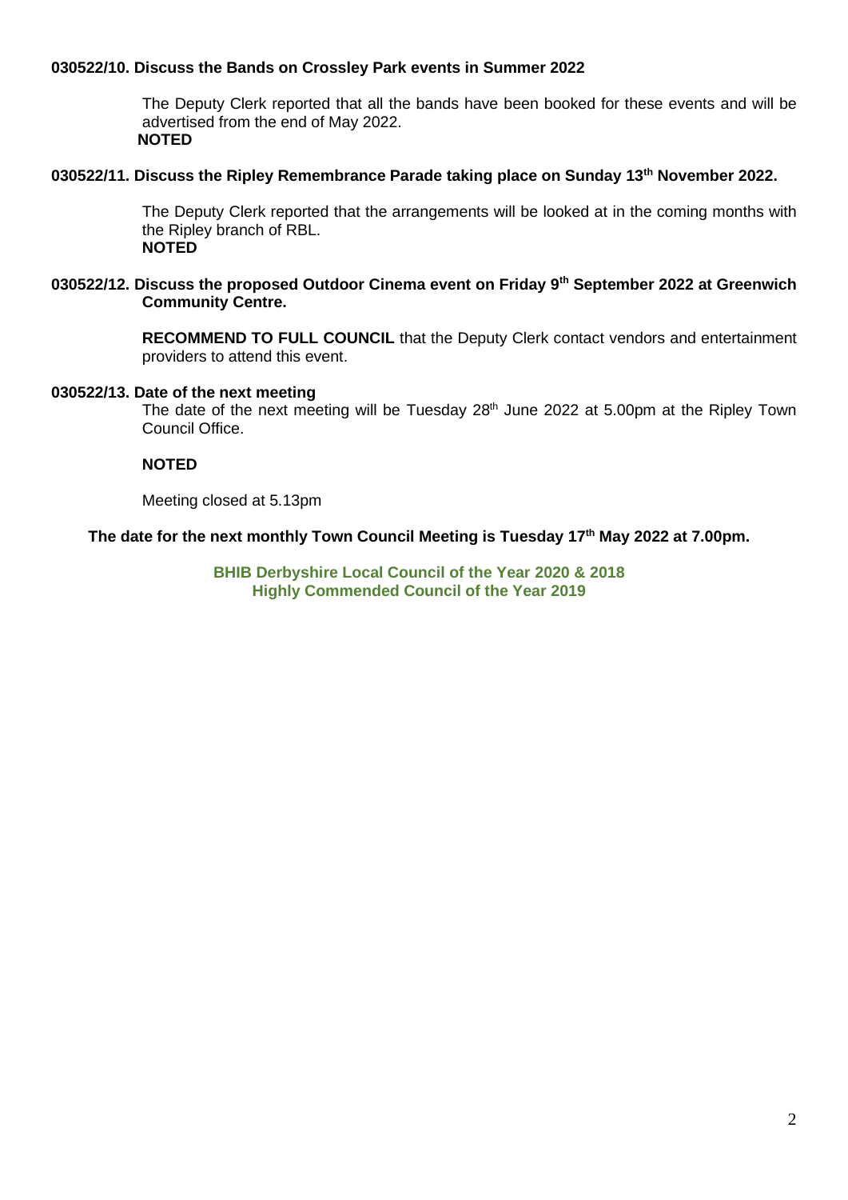**030522/10. Discuss the Bands on Crossley Park events in Summer 2022**

The Deputy Clerk reported that all the bands have been booked for these events and will be advertised from the end of May 2022.
**NOTED**

**030522/11. Discuss the Ripley Remembrance Parade taking place on Sunday 13th November 2022.**

The Deputy Clerk reported that the arrangements will be looked at in the coming months with the Ripley branch of RBL.
**NOTED**

**030522/12. Discuss the proposed Outdoor Cinema event on Friday 9th September 2022 at Greenwich Community Centre.**

**RECOMMEND TO FULL COUNCIL** that the Deputy Clerk contact vendors and entertainment providers to attend this event.

**030522/13. Date of the next meeting**

The date of the next meeting will be Tuesday 28th June 2022 at 5.00pm at the Ripley Town Council Office.

**NOTED**

Meeting closed at 5.13pm

**The date for the next monthly Town Council Meeting is Tuesday 17th May 2022 at 7.00pm.**

**BHIB Derbyshire Local Council of the Year 2020 & 2018**
**Highly Commended Council of the Year 2019**